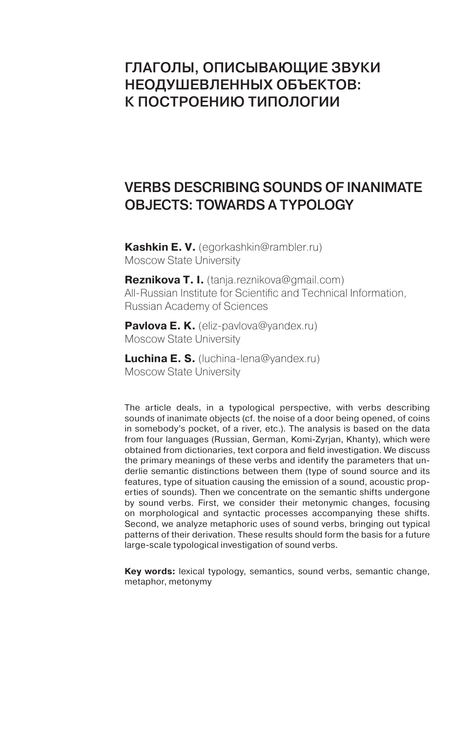# ГЛАГОЛЫ, ОПИСЫВАЮЩИЕ ЗВУКИ НЕОДУШЕВЛЕННЫХ ОБЪЕКТОВ: К ПОСТРОЕНИЮ ТИПОЛОГИИ

# VERBS DESCRIBING SOUNDS OF INANIMATE OBJECTS: TOWARDS A TYPOLOGY

**Kashkin E. V.** (egorkashkin@rambler.ru)
Moscow State University

**Reznikova T. I.** (tanja.reznikova@gmail.com)
All-Russian Institute for Scientific and Technical Information, Russian Academy of Sciences

**Pavlova E. K.** (eliz-pavlova@yandex.ru)
Moscow State University

**Luchina E. S.** (luchina-lena@yandex.ru)
Moscow State University

The article deals, in a typological perspective, with verbs describing sounds of inanimate objects (cf. the noise of a door being opened, of coins in somebody's pocket, of a river, etc.). The analysis is based on the data from four languages (Russian, German, Komi-Zyrjan, Khanty), which were obtained from dictionaries, text corpora and field investigation. We discuss the primary meanings of these verbs and identify the parameters that underlie semantic distinctions between them (type of sound source and its features, type of situation causing the emission of a sound, acoustic properties of sounds). Then we concentrate on the semantic shifts undergone by sound verbs. First, we consider their metonymic changes, focusing on morphological and syntactic processes accompanying these shifts. Second, we analyze metaphoric uses of sound verbs, bringing out typical patterns of their derivation. These results should form the basis for a future large-scale typological investigation of sound verbs.

**Key words:** lexical typology, semantics, sound verbs, semantic change, metaphor, metonymy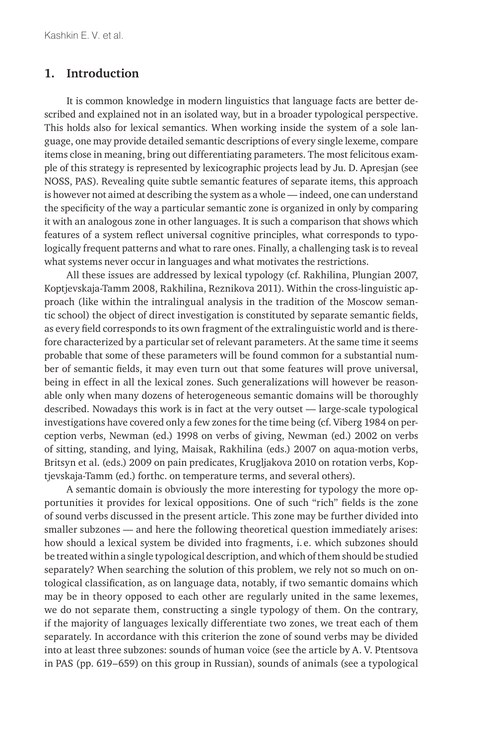## 1. Introduction

It is common knowledge in modern linguistics that language facts are better described and explained not in an isolated way, but in a broader typological perspective. This holds also for lexical semantics. When working inside the system of a sole language, one may provide detailed semantic descriptions of every single lexeme, compare items close in meaning, bring out differentiating parameters. The most felicitous example of this strategy is represented by lexicographic projects lead by Ju. D. Apresjan (see NOSS, PAS). Revealing quite subtle semantic features of separate items, this approach is however not aimed at describing the system as a whole — indeed, one can understand the specificity of the way a particular semantic zone is organized in only by comparing it with an analogous zone in other languages. It is such a comparison that shows which features of a system reflect universal cognitive principles, what corresponds to typologically frequent patterns and what to rare ones. Finally, a challenging task is to reveal what systems never occur in languages and what motivates the restrictions.

All these issues are addressed by lexical typology (cf. Rakhilina, Plungian 2007, Koptjevskaja-Tamm 2008, Rakhilina, Reznikova 2011). Within the cross-linguistic approach (like within the intralingual analysis in the tradition of the Moscow semantic school) the object of direct investigation is constituted by separate semantic fields, as every field corresponds to its own fragment of the extralinguistic world and is therefore characterized by a particular set of relevant parameters. At the same time it seems probable that some of these parameters will be found common for a substantial number of semantic fields, it may even turn out that some features will prove universal, being in effect in all the lexical zones. Such generalizations will however be reasonable only when many dozens of heterogeneous semantic domains will be thoroughly described. Nowadays this work is in fact at the very outset — large-scale typological investigations have covered only a few zones for the time being (cf. Viberg 1984 on perception verbs, Newman (ed.) 1998 on verbs of giving, Newman (ed.) 2002 on verbs of sitting, standing, and lying, Maisak, Rakhilina (eds.) 2007 on aqua-motion verbs, Britsyn et al. (eds.) 2009 on pain predicates, Krugljakova 2010 on rotation verbs, Koptjevskaja-Tamm (ed.) forthc. on temperature terms, and several others).

A semantic domain is obviously the more interesting for typology the more opportunities it provides for lexical oppositions. One of such "rich" fields is the zone of sound verbs discussed in the present article. This zone may be further divided into smaller subzones — and here the following theoretical question immediately arises: how should a lexical system be divided into fragments, i. e. which subzones should be treated within a single typological description, and which of them should be studied separately? When searching the solution of this problem, we rely not so much on ontological classification, as on language data, notably, if two semantic domains which may be in theory opposed to each other are regularly united in the same lexemes, we do not separate them, constructing a single typology of them. On the contrary, if the majority of languages lexically differentiate two zones, we treat each of them separately. In accordance with this criterion the zone of sound verbs may be divided into at least three subzones: sounds of human voice (see the article by A. V. Ptentsova in PAS (pp. 619–659) on this group in Russian), sounds of animals (see a typological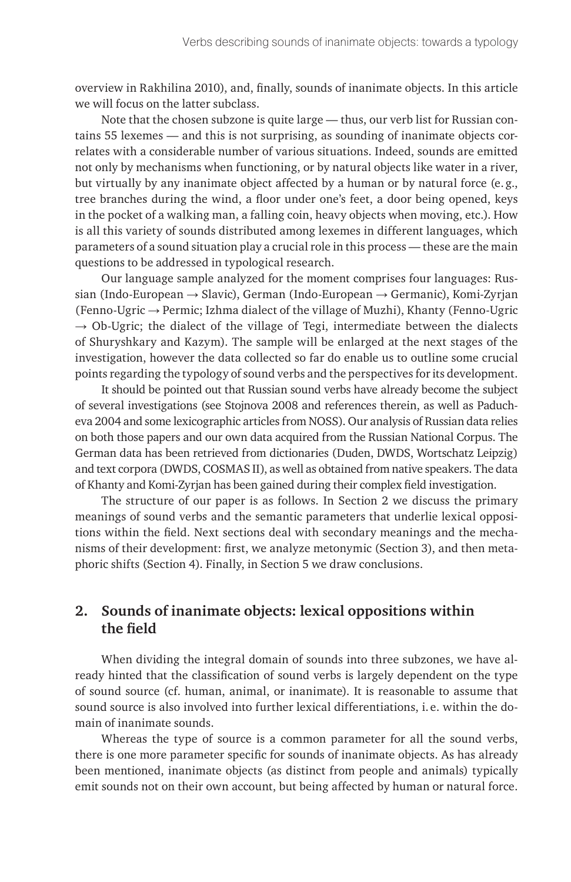overview in Rakhilina 2010), and, finally, sounds of inanimate objects. In this article we will focus on the latter subclass.

Note that the chosen subzone is quite large — thus, our verb list for Russian contains 55 lexemes — and this is not surprising, as sounding of inanimate objects correlates with a considerable number of various situations. Indeed, sounds are emitted not only by mechanisms when functioning, or by natural objects like water in a river, but virtually by any inanimate object affected by a human or by natural force (e. g., tree branches during the wind, a floor under one's feet, a door being opened, keys in the pocket of a walking man, a falling coin, heavy objects when moving, etc.). How is all this variety of sounds distributed among lexemes in different languages, which parameters of a sound situation play a crucial role in this process — these are the main questions to be addressed in typological research.

Our language sample analyzed for the moment comprises four languages: Russian (Indo-European → Slavic), German (Indo-European → Germanic), Komi-Zyrjan (Fenno-Ugric → Permic; Izhma dialect of the village of Muzhi), Khanty (Fenno-Ugric → Ob-Ugric; the dialect of the village of Tegi, intermediate between the dialects of Shuryshkary and Kazym). The sample will be enlarged at the next stages of the investigation, however the data collected so far do enable us to outline some crucial points regarding the typology of sound verbs and the perspectives for its development.

It should be pointed out that Russian sound verbs have already become the subject of several investigations (see Stojnova 2008 and references therein, as well as Paducheva 2004 and some lexicographic articles from NOSS). Our analysis of Russian data relies on both those papers and our own data acquired from the Russian National Corpus. The German data has been retrieved from dictionaries (Duden, DWDS, Wortschatz Leipzig) and text corpora (DWDS, COSMAS II), as well as obtained from native speakers. The data of Khanty and Komi-Zyrjan has been gained during their complex field investigation.

The structure of our paper is as follows. In Section 2 we discuss the primary meanings of sound verbs and the semantic parameters that underlie lexical oppositions within the field. Next sections deal with secondary meanings and the mechanisms of their development: first, we analyze metonymic (Section 3), and then metaphoric shifts (Section 4). Finally, in Section 5 we draw conclusions.

## 2. Sounds of inanimate objects: lexical oppositions within the field

When dividing the integral domain of sounds into three subzones, we have already hinted that the classification of sound verbs is largely dependent on the type of sound source (cf. human, animal, or inanimate). It is reasonable to assume that sound source is also involved into further lexical differentiations, i. e. within the domain of inanimate sounds.

Whereas the type of source is a common parameter for all the sound verbs, there is one more parameter specific for sounds of inanimate objects. As has already been mentioned, inanimate objects (as distinct from people and animals) typically emit sounds not on their own account, but being affected by human or natural force.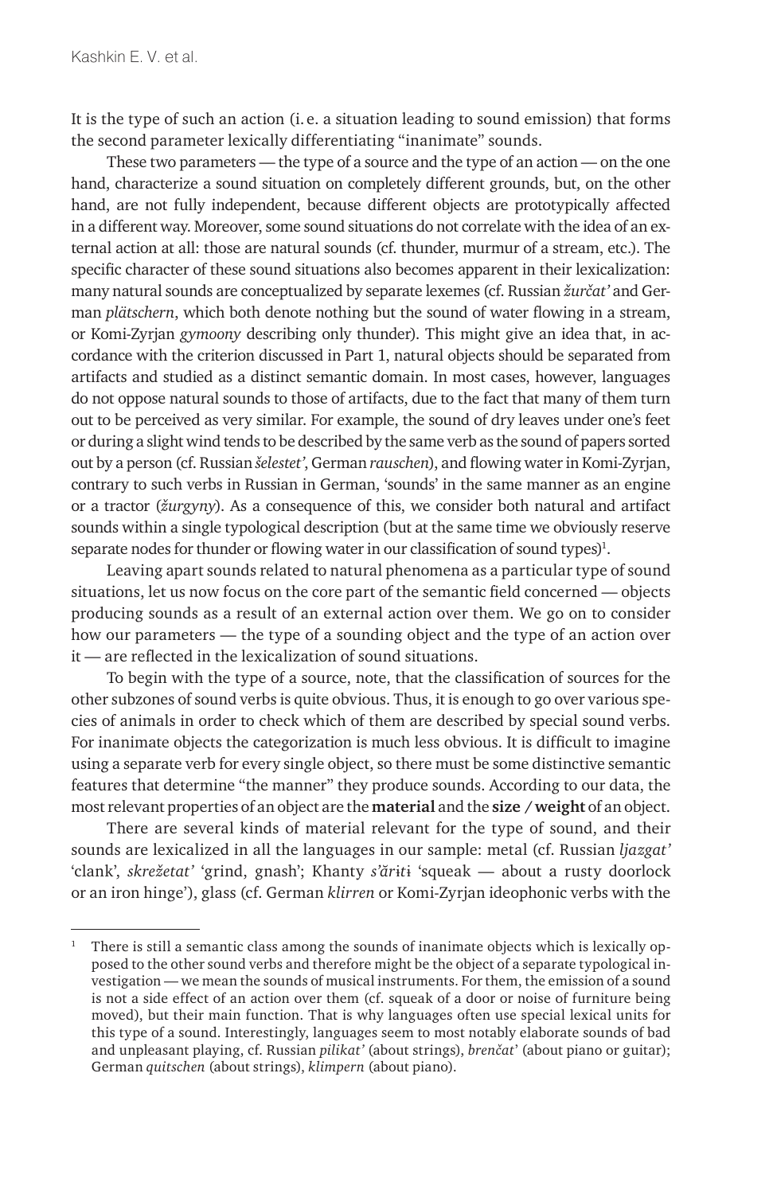It is the type of such an action (i. e. a situation leading to sound emission) that forms the second parameter lexically differentiating "inanimate" sounds.

These two parameters — the type of a source and the type of an action — on the one hand, characterize a sound situation on completely different grounds, but, on the other hand, are not fully independent, because different objects are prototypically affected in a different way. Moreover, some sound situations do not correlate with the idea of an external action at all: those are natural sounds (cf. thunder, murmur of a stream, etc.). The specific character of these sound situations also becomes apparent in their lexicalization: many natural sounds are conceptualized by separate lexemes (cf. Russian *žurčat'* and German *plätschern*, which both denote nothing but the sound of water flowing in a stream, or Komi-Zyrjan *gymoony* describing only thunder). This might give an idea that, in accordance with the criterion discussed in Part 1, natural objects should be separated from artifacts and studied as a distinct semantic domain. In most cases, however, languages do not oppose natural sounds to those of artifacts, due to the fact that many of them turn out to be perceived as very similar. For example, the sound of dry leaves under one's feet or during a slight wind tends to be described by the same verb as the sound of papers sorted out by a person (cf. Russian *šelestet'*, German *rauschen*), and flowing water in Komi-Zyrjan, contrary to such verbs in Russian in German, 'sounds' in the same manner as an engine or a tractor (*žurgyny*). As a consequence of this, we consider both natural and artifact sounds within a single typological description (but at the same time we obviously reserve separate nodes for thunder or flowing water in our classification of sound types)[1].

Leaving apart sounds related to natural phenomena as a particular type of sound situations, let us now focus on the core part of the semantic field concerned — objects producing sounds as a result of an external action over them. We go on to consider how our parameters — the type of a sounding object and the type of an action over it — are reflected in the lexicalization of sound situations.

To begin with the type of a source, note, that the classification of sources for the other subzones of sound verbs is quite obvious. Thus, it is enough to go over various species of animals in order to check which of them are described by special sound verbs. For inanimate objects the categorization is much less obvious. It is difficult to imagine using a separate verb for every single object, so there must be some distinctive semantic features that determine "the manner" they produce sounds. According to our data, the most relevant properties of an object are the **material** and the **size / weight** of an object.

There are several kinds of material relevant for the type of sound, and their sounds are lexicalized in all the languages in our sample: metal (cf. Russian *ljazgat'* 'clank', *skrežetat'* 'grind, gnash'; Khanty *s'ăriti* 'squeak — about a rusty doorlock or an iron hinge'), glass (cf. German *klirren* or Komi-Zyrjan ideophonic verbs with the

---

[1] There is still a semantic class among the sounds of inanimate objects which is lexically opposed to the other sound verbs and therefore might be the object of a separate typological investigation — we mean the sounds of musical instruments. For them, the emission of a sound is not a side effect of an action over them (cf. squeak of a door or noise of furniture being moved), but their main function. That is why languages often use special lexical units for this type of a sound. Interestingly, languages seem to most notably elaborate sounds of bad and unpleasant playing, cf. Russian *pilikat'* (about strings), *brenčat'* (about piano or guitar); German *quitschen* (about strings), *klimpern* (about piano).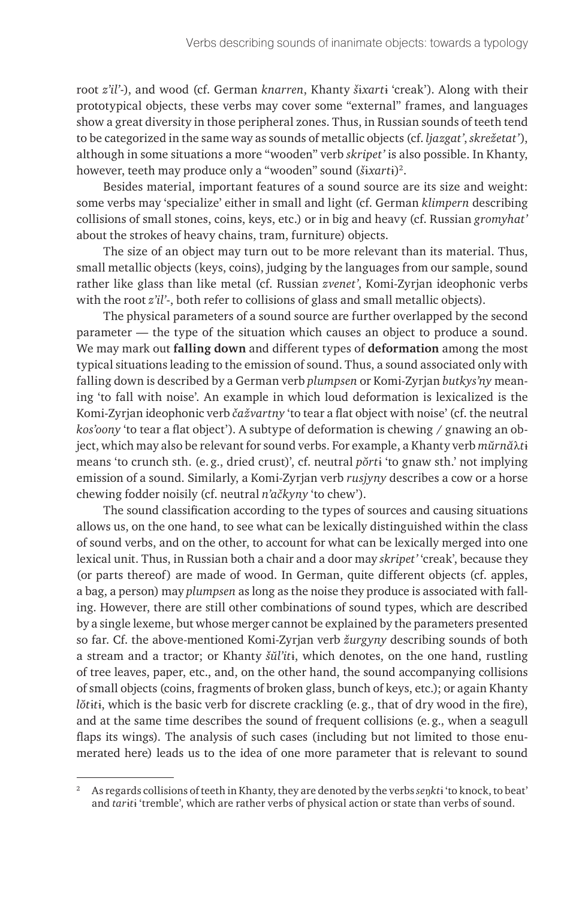root *z'il'*-), and wood (cf. German *knarren*, Khanty *šɨxartɨ* 'creak'). Along with their prototypical objects, these verbs may cover some "external" frames, and languages show a great diversity in those peripheral zones. Thus, in Russian sounds of teeth tend to be categorized in the same way as sounds of metallic objects (cf. *ljazgat'*, *skrežetat'*), although in some situations a more "wooden" verb *skripet'* is also possible. In Khanty, however, teeth may produce only a "wooden" sound (*šɨxartɨ*)[2].

Besides material, important features of a sound source are its size and weight: some verbs may 'specialize' either in small and light (cf. German *klimpern* describing collisions of small stones, coins, keys, etc.) or in big and heavy (cf. Russian *gromyhat'* about the strokes of heavy chains, tram, furniture) objects.

The size of an object may turn out to be more relevant than its material. Thus, small metallic objects (keys, coins), judging by the languages from our sample, sound rather like glass than like metal (cf. Russian *zvenet'*, Komi-Zyrjan ideophonic verbs with the root *z'il'*-, both refer to collisions of glass and small metallic objects).

The physical parameters of a sound source are further overlapped by the second parameter — the type of the situation which causes an object to produce a sound. We may mark out **falling down** and different types of **deformation** among the most typical situations leading to the emission of sound. Thus, a sound associated only with falling down is described by a German verb *plumpsen* or Komi-Zyrjan *butkys'ny* meaning 'to fall with noise'. An example in which loud deformation is lexicalized is the Komi-Zyrjan ideophonic verb *čažvartny* 'to tear a flat object with noise' (cf. the neutral *kos'oony* 'to tear a flat object'). A subtype of deformation is chewing / gnawing an object, which may also be relevant for sound verbs. For example, a Khanty verb *mŭrnăλtɨ* means 'to crunch sth. (e.g., dried crust)', cf. neutral *pŏrtɨ* 'to gnaw sth.' not implying emission of a sound. Similarly, a Komi-Zyrjan verb *rusjyny* describes a cow or a horse chewing fodder noisily (cf. neutral *n'ačkyny* 'to chew').

The sound classification according to the types of sources and causing situations allows us, on the one hand, to see what can be lexically distinguished within the class of sound verbs, and on the other, to account for what can be lexically merged into one lexical unit. Thus, in Russian both a chair and a door may *skripet'* 'creak', because they (or parts thereof) are made of wood. In German, quite different objects (cf. apples, a bag, a person) may *plumpsen* as long as the noise they produce is associated with falling. However, there are still other combinations of sound types, which are described by a single lexeme, but whose merger cannot be explained by the parameters presented so far. Cf. the above-mentioned Komi-Zyrjan verb *žurgyny* describing sounds of both a stream and a tractor; or Khanty *šŭl'itɨ*, which denotes, on the one hand, rustling of tree leaves, paper, etc., and, on the other hand, the sound accompanying collisions of small objects (coins, fragments of broken glass, bunch of keys, etc.); or again Khanty *lŏtitɨ*, which is the basic verb for discrete crackling (e.g., that of dry wood in the fire), and at the same time describes the sound of frequent collisions (e.g., when a seagull flaps its wings). The analysis of such cases (including but not limited to those enumerated here) leads us to the idea of one more parameter that is relevant to sound

[2] As regards collisions of teeth in Khanty, they are denoted by the verbs *seŋktɨ* 'to knock, to beat' and *taritɨ* 'tremble', which are rather verbs of physical action or state than verbs of sound.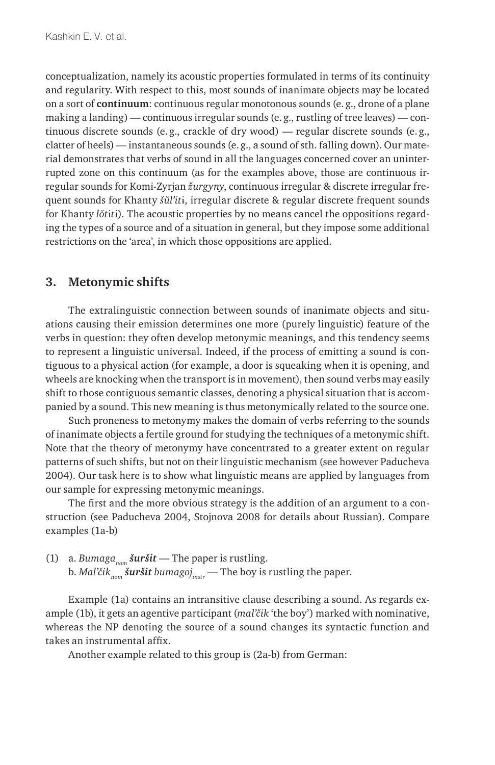conceptualization, namely its acoustic properties formulated in terms of its continuity and regularity. With respect to this, most sounds of inanimate objects may be located on a sort of **continuum**: continuous regular monotonous sounds (e. g., drone of a plane making a landing) — continuous irregular sounds (e. g., rustling of tree leaves) — continuous discrete sounds (e. g., crackle of dry wood) — regular discrete sounds (e. g., clatter of heels) — instantaneous sounds (e. g., a sound of sth. falling down). Our material demonstrates that verbs of sound in all the languages concerned cover an uninterrupted zone on this continuum (as for the examples above, those are continuous irregular sounds for Komi-Zyrjan *žurgyny*, continuous irregular & discrete irregular frequent sounds for Khanty *šŭl'itɨ*, irregular discrete & regular discrete frequent sounds for Khanty *lŏtɨtɨ*). The acoustic properties by no means cancel the oppositions regarding the types of a source and of a situation in general, but they impose some additional restrictions on the 'area', in which those oppositions are applied.

## 3. Metonymic shifts

The extralinguistic connection between sounds of inanimate objects and situations causing their emission determines one more (purely linguistic) feature of the verbs in question: they often develop metonymic meanings, and this tendency seems to represent a linguistic universal. Indeed, if the process of emitting a sound is contiguous to a physical action (for example, a door is squeaking when it is opening, and wheels are knocking when the transport is in movement), then sound verbs may easily shift to those contiguous semantic classes, denoting a physical situation that is accompanied by a sound. This new meaning is thus metonymically related to the source one.

Such proneness to metonymy makes the domain of verbs referring to the sounds of inanimate objects a fertile ground for studying the techniques of a metonymic shift. Note that the theory of metonymy have concentrated to a greater extent on regular patterns of such shifts, but not on their linguistic mechanism (see however Paducheva 2004). Our task here is to show what linguistic means are applied by languages from our sample for expressing metonymic meanings.

The first and the more obvious strategy is the addition of an argument to a construction (see Paducheva 2004, Stojnova 2008 for details about Russian). Compare examples (1a-b)

(1) a. *Bumaga*$_{nom}$ ***šuršit*** — The paper is rustling.
b. *Mal'čik*$_{nom}$ ***šuršit*** *bumagoj*$_{instr}$ — The boy is rustling the paper.

Example (1a) contains an intransitive clause describing a sound. As regards example (1b), it gets an agentive participant (*mal'čik* 'the boy') marked with nominative, whereas the NP denoting the source of a sound changes its syntactic function and takes an instrumental affix.

Another example related to this group is (2a-b) from German: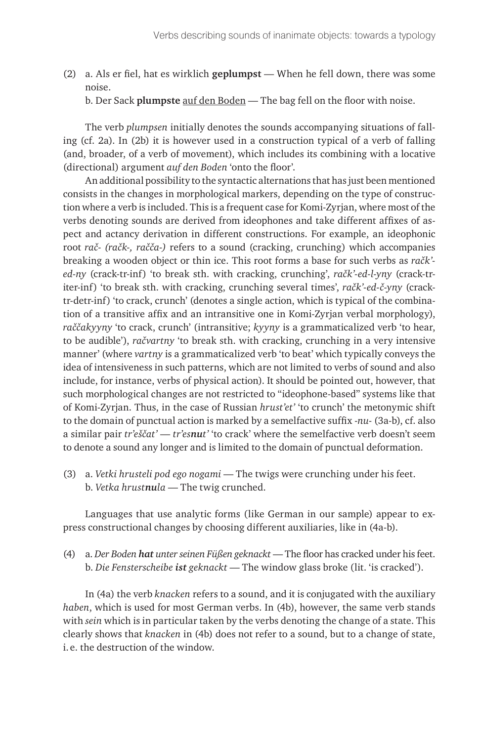(2) a. Als er fiel, hat es wirklich **geplumpst** — When he fell down, there was some noise.
b. Der Sack **plumpste** <u>auf den Boden</u> — The bag fell on the floor with noise.

The verb *plumpsen* initially denotes the sounds accompanying situations of falling (cf. 2a). In (2b) it is however used in a construction typical of a verb of falling (and, broader, of a verb of movement), which includes its combining with a locative (directional) argument *auf den Boden* 'onto the floor'.

An additional possibility to the syntactic alternations that has just been mentioned consists in the changes in morphological markers, depending on the type of construction where a verb is included. This is a frequent case for Komi-Zyrjan, where most of the verbs denoting sounds are derived from ideophones and take different affixes of aspect and actancy derivation in different constructions. For example, an ideophonic root *rač- (račk-, račča-)* refers to a sound (cracking, crunching) which accompanies breaking a wooden object or thin ice. This root forms a base for such verbs as *račk'-ed-ny* (crack-tr-inf) 'to break sth. with cracking, crunching', *račk'-ed-l-yny* (crack-tr-iter-inf) 'to break sth. with cracking, crunching several times', *račk'-ed-č-yny* (crack-tr-detr-inf) 'to crack, crunch' (denotes a single action, which is typical of the combination of a transitive affix and an intransitive one in Komi-Zyrjan verbal morphology), *raččakyyny* 'to crack, crunch' (intransitive; *kyyny* is a grammaticalized verb 'to hear, to be audible'), *račvartny* 'to break sth. with cracking, crunching in a very intensive manner' (where *vartny* is a grammaticalized verb 'to beat' which typically conveys the idea of intensiveness in such patterns, which are not limited to verbs of sound and also include, for instance, verbs of physical action). It should be pointed out, however, that such morphological changes are not restricted to "ideophone-based" systems like that of Komi-Zyrjan. Thus, in the case of Russian *hrust'et'* 'to crunch' the metonymic shift to the domain of punctual action is marked by a semelfactive suffix *-nu-* (3a-b), cf. also a similar pair *tr'eščat'* — *tr'es**nu**t'* 'to crack' where the semelfactive verb doesn't seem to denote a sound any longer and is limited to the domain of punctual deformation.

(3) a. *Vetki hrusteli pod ego nogami* — The twigs were crunching under his feet.
b. *Vetka hrust**nu**la* — The twig crunched.

Languages that use analytic forms (like German in our sample) appear to express constructional changes by choosing different auxiliaries, like in (4a-b).

(4) a. *Der Boden **hat** unter seinen Füßen geknackt* — The floor has cracked under his feet.
b. *Die Fensterscheibe **ist** geknackt* — The window glass broke (lit. 'is cracked').

In (4a) the verb *knacken* refers to a sound, and it is conjugated with the auxiliary *haben*, which is used for most German verbs. In (4b), however, the same verb stands with *sein* which is in particular taken by the verbs denoting the change of a state. This clearly shows that *knacken* in (4b) does not refer to a sound, but to a change of state, i. e. the destruction of the window.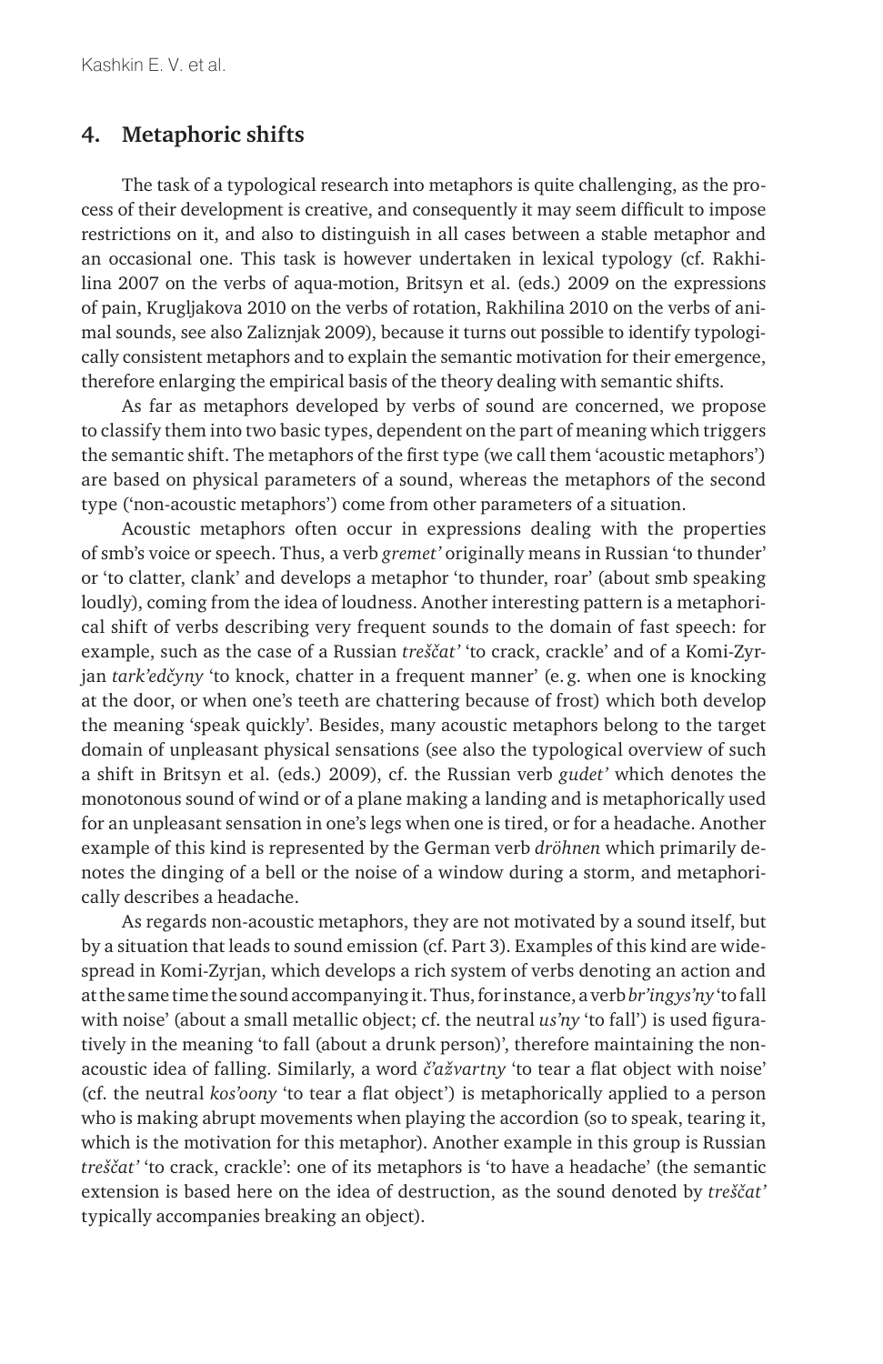## 4. Metaphoric shifts

The task of a typological research into metaphors is quite challenging, as the process of their development is creative, and consequently it may seem difficult to impose restrictions on it, and also to distinguish in all cases between a stable metaphor and an occasional one. This task is however undertaken in lexical typology (cf. Rakhilina 2007 on the verbs of aqua-motion, Britsyn et al. (eds.) 2009 on the expressions of pain, Krugljakova 2010 on the verbs of rotation, Rakhilina 2010 on the verbs of animal sounds, see also Zaliznjak 2009), because it turns out possible to identify typologically consistent metaphors and to explain the semantic motivation for their emergence, therefore enlarging the empirical basis of the theory dealing with semantic shifts.

As far as metaphors developed by verbs of sound are concerned, we propose to classify them into two basic types, dependent on the part of meaning which triggers the semantic shift. The metaphors of the first type (we call them 'acoustic metaphors') are based on physical parameters of a sound, whereas the metaphors of the second type ('non-acoustic metaphors') come from other parameters of a situation.

Acoustic metaphors often occur in expressions dealing with the properties of smb's voice or speech. Thus, a verb *gremet'* originally means in Russian 'to thunder' or 'to clatter, clank' and develops a metaphor 'to thunder, roar' (about smb speaking loudly), coming from the idea of loudness. Another interesting pattern is a metaphorical shift of verbs describing very frequent sounds to the domain of fast speech: for example, such as the case of a Russian *treščat'* 'to crack, crackle' and of a Komi-Zyrjan *tark'edčyny* 'to knock, chatter in a frequent manner' (e. g. when one is knocking at the door, or when one's teeth are chattering because of frost) which both develop the meaning 'speak quickly'. Besides, many acoustic metaphors belong to the target domain of unpleasant physical sensations (see also the typological overview of such a shift in Britsyn et al. (eds.) 2009), cf. the Russian verb *gudet'* which denotes the monotonous sound of wind or of a plane making a landing and is metaphorically used for an unpleasant sensation in one's legs when one is tired, or for a headache. Another example of this kind is represented by the German verb *dröhnen* which primarily denotes the dinging of a bell or the noise of a window during a storm, and metaphorically describes a headache.

As regards non-acoustic metaphors, they are not motivated by a sound itself, but by a situation that leads to sound emission (cf. Part 3). Examples of this kind are widespread in Komi-Zyrjan, which develops a rich system of verbs denoting an action and at the same time the sound accompanying it. Thus, for instance, a verb *br'ingys'ny* 'to fall with noise' (about a small metallic object; cf. the neutral *us'ny* 'to fall') is used figuratively in the meaning 'to fall (about a drunk person)', therefore maintaining the non-acoustic idea of falling. Similarly, a word *č'ažvartny* 'to tear a flat object with noise' (cf. the neutral *kos'oony* 'to tear a flat object') is metaphorically applied to a person who is making abrupt movements when playing the accordion (so to speak, tearing it, which is the motivation for this metaphor). Another example in this group is Russian *treščat'* 'to crack, crackle': one of its metaphors is 'to have a headache' (the semantic extension is based here on the idea of destruction, as the sound denoted by *treščat'* typically accompanies breaking an object).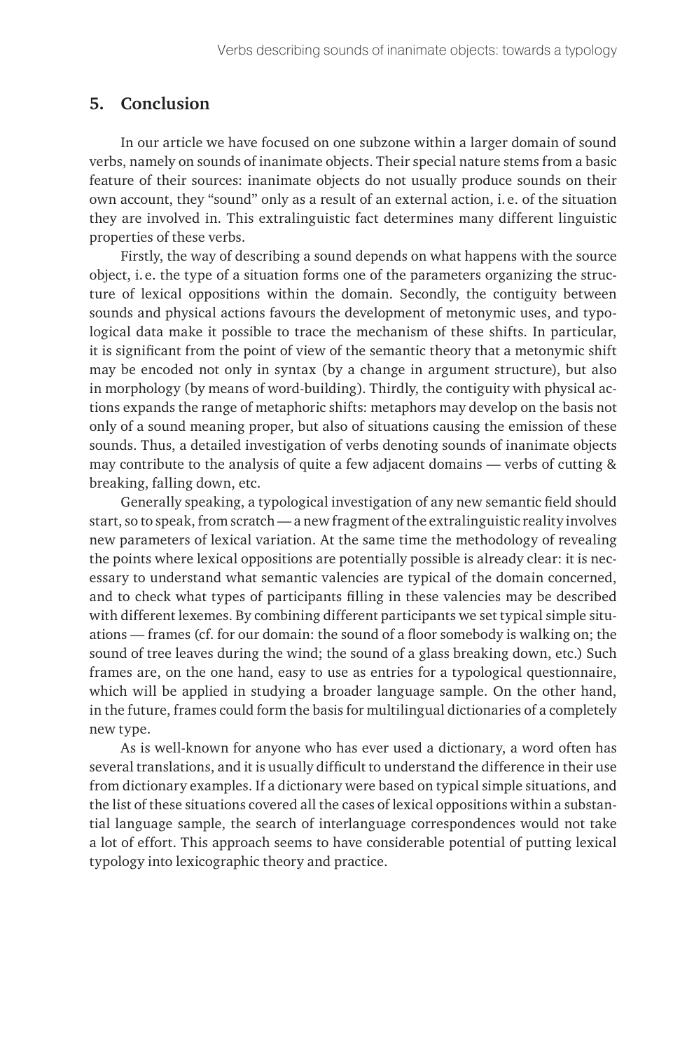## 5. Conclusion

In our article we have focused on one subzone within a larger domain of sound verbs, namely on sounds of inanimate objects. Their special nature stems from a basic feature of their sources: inanimate objects do not usually produce sounds on their own account, they "sound" only as a result of an external action, i. e. of the situation they are involved in. This extralinguistic fact determines many different linguistic properties of these verbs.

Firstly, the way of describing a sound depends on what happens with the source object, i. e. the type of a situation forms one of the parameters organizing the structure of lexical oppositions within the domain. Secondly, the contiguity between sounds and physical actions favours the development of metonymic uses, and typological data make it possible to trace the mechanism of these shifts. In particular, it is significant from the point of view of the semantic theory that a metonymic shift may be encoded not only in syntax (by a change in argument structure), but also in morphology (by means of word-building). Thirdly, the contiguity with physical actions expands the range of metaphoric shifts: metaphors may develop on the basis not only of a sound meaning proper, but also of situations causing the emission of these sounds. Thus, a detailed investigation of verbs denoting sounds of inanimate objects may contribute to the analysis of quite a few adjacent domains — verbs of cutting & breaking, falling down, etc.

Generally speaking, a typological investigation of any new semantic field should start, so to speak, from scratch — a new fragment of the extralinguistic reality involves new parameters of lexical variation. At the same time the methodology of revealing the points where lexical oppositions are potentially possible is already clear: it is necessary to understand what semantic valencies are typical of the domain concerned, and to check what types of participants filling in these valencies may be described with different lexemes. By combining different participants we set typical simple situations — frames (cf. for our domain: the sound of a floor somebody is walking on; the sound of tree leaves during the wind; the sound of a glass breaking down, etc.) Such frames are, on the one hand, easy to use as entries for a typological questionnaire, which will be applied in studying a broader language sample. On the other hand, in the future, frames could form the basis for multilingual dictionaries of a completely new type.

As is well-known for anyone who has ever used a dictionary, a word often has several translations, and it is usually difficult to understand the difference in their use from dictionary examples. If a dictionary were based on typical simple situations, and the list of these situations covered all the cases of lexical oppositions within a substantial language sample, the search of interlanguage correspondences would not take a lot of effort. This approach seems to have considerable potential of putting lexical typology into lexicographic theory and practice.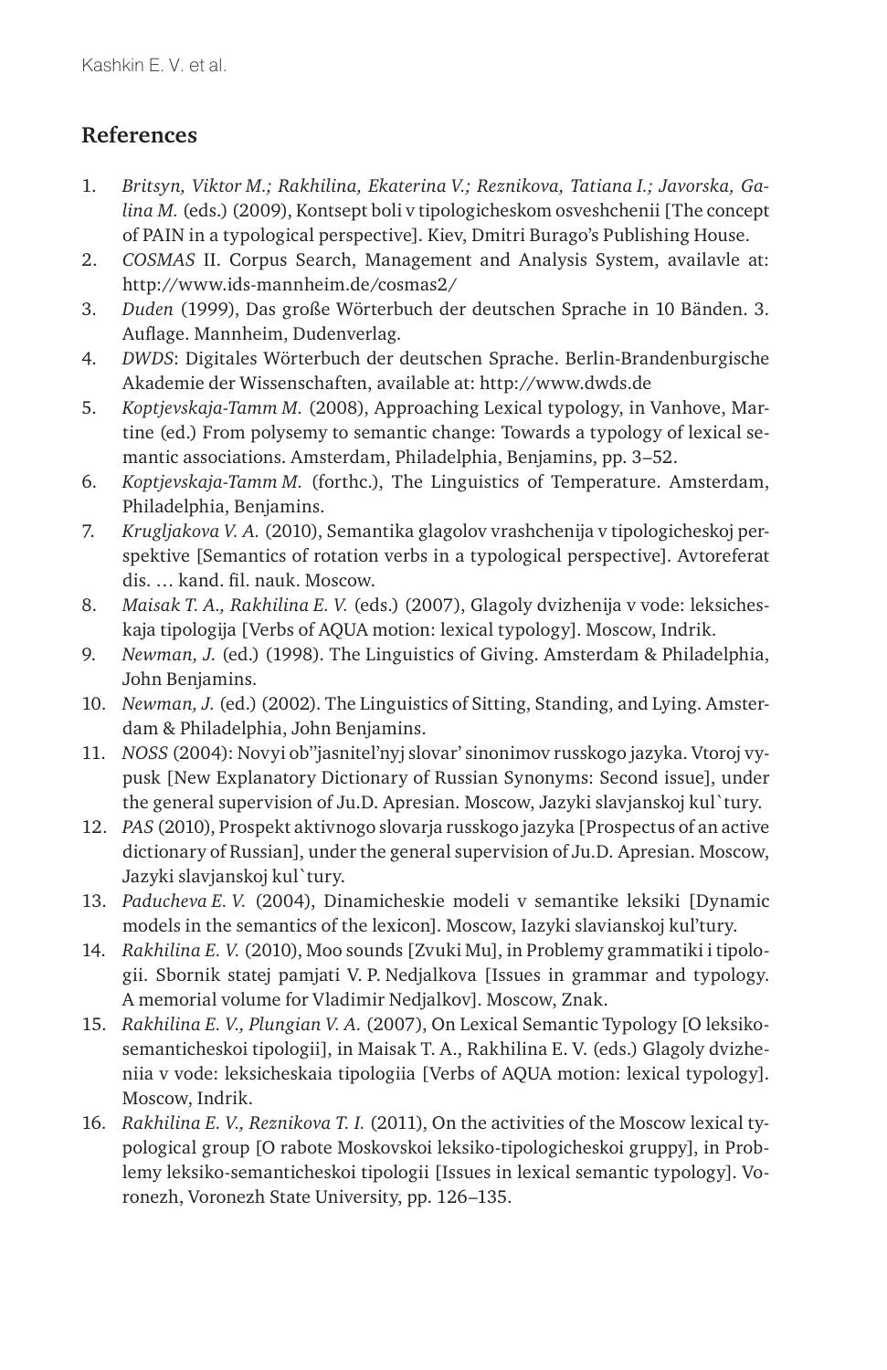## References

1. *Britsyn, Viktor M.; Rakhilina, Ekaterina V.; Reznikova, Tatiana I.; Javorska, Galina M.* (eds.) (2009), Kontsept boli v tipologicheskom osveshchenii [The concept of PAIN in a typological perspective]. Kiev, Dmitri Burago's Publishing House.
2. *COSMAS* II. Corpus Search, Management and Analysis System, availavle at: http://www.ids-mannheim.de/cosmas2/
3. *Duden* (1999), Das große Wörterbuch der deutschen Sprache in 10 Bänden. 3. Auflage. Mannheim, Dudenverlag.
4. *DWDS*: Digitales Wörterbuch der deutschen Sprache. Berlin-Brandenburgische Akademie der Wissenschaften, available at: http://www.dwds.de
5. *Koptjevskaja-Tamm M.* (2008), Approaching Lexical typology, in Vanhove, Martine (ed.) From polysemy to semantic change: Towards a typology of lexical semantic associations. Amsterdam, Philadelphia, Benjamins, pp. 3–52.
6. *Koptjevskaja-Tamm M.* (forthc.), The Linguistics of Temperature. Amsterdam, Philadelphia, Benjamins.
7. *Krugljakova V. A.* (2010), Semantika glagolov vrashchenija v tipologicheskoj perspektive [Semantics of rotation verbs in a typological perspective]. Avtoreferat dis. … kand. fil. nauk. Moscow.
8. *Maisak T. A., Rakhilina E. V.* (eds.) (2007), Glagoly dvizhenija v vode: leksicheskaja tipologija [Verbs of AQUA motion: lexical typology]. Moscow, Indrik.
9. *Newman, J.* (ed.) (1998). The Linguistics of Giving. Amsterdam & Philadelphia, John Benjamins.
10. *Newman, J.* (ed.) (2002). The Linguistics of Sitting, Standing, and Lying. Amsterdam & Philadelphia, John Benjamins.
11. *NOSS* (2004): Novyi ob''jasnitel'nyj slovar' sinonimov russkogo jazyka. Vtoroj vypusk [New Explanatory Dictionary of Russian Synonyms: Second issue], under the general supervision of Ju.D. Apresian. Moscow, Jazyki slavjanskoj kul`tury.
12. *PAS* (2010), Prospekt aktivnogo slovarja russkogo jazyka [Prospectus of an active dictionary of Russian], under the general supervision of Ju.D. Apresian. Moscow, Jazyki slavjanskoj kul`tury.
13. *Paducheva E. V.* (2004), Dinamicheskie modeli v semantike leksiki [Dynamic models in the semantics of the lexicon]. Moscow, Iazyki slavianskoj kul'tury.
14. *Rakhilina E. V.* (2010), Moo sounds [Zvuki Mu], in Problemy grammatiki i tipologii. Sbornik statej pamjati V. P. Nedjalkova [Issues in grammar and typology. A memorial volume for Vladimir Nedjalkov]. Moscow, Znak.
15. *Rakhilina E. V., Plungian V. A.* (2007), On Lexical Semantic Typology [O leksiko-semanticheskoi tipologii], in Maisak T. A., Rakhilina E. V. (eds.) Glagoly dvizheniia v vode: leksicheskaia tipologiia [Verbs of AQUA motion: lexical typology]. Moscow, Indrik.
16. *Rakhilina E. V., Reznikova T. I.* (2011), On the activities of the Moscow lexical typological group [O rabote Moskovskoi leksiko-tipologicheskoi gruppy], in Problemy leksiko-semanticheskoi tipologii [Issues in lexical semantic typology]. Voronezh, Voronezh State University, pp. 126–135.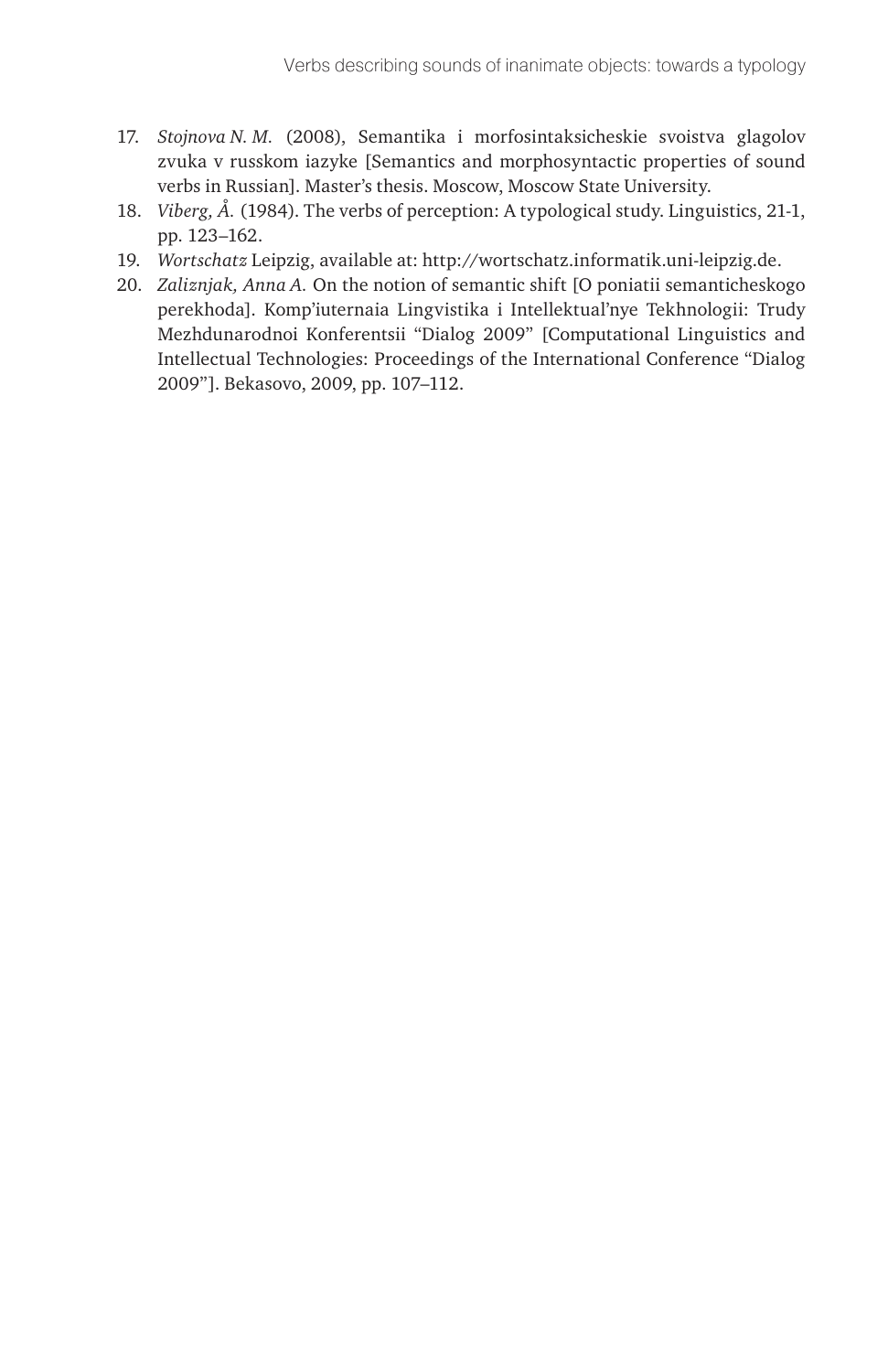17. *Stojnova N. M.* (2008), Semantika i morfosintaksicheskie svoistva glagolov zvuka v russkom iazyke [Semantics and morphosyntactic properties of sound verbs in Russian]. Master's thesis. Moscow, Moscow State University.
18. *Viberg, Å.* (1984). The verbs of perception: A typological study. Linguistics, 21-1, pp. 123–162.
19. *Wortschatz* Leipzig, available at: http://wortschatz.informatik.uni-leipzig.de.
20. *Zaliznjak, Anna A.* On the notion of semantic shift [O poniatii semanticheskogo perekhoda]. Komp'iuternaia Lingvistika i Intellektual'nye Tekhnologii: Trudy Mezhdunarodnoi Konferentsii "Dialog 2009" [Computational Linguistics and Intellectual Technologies: Proceedings of the International Conference "Dialog 2009"]. Bekasovo, 2009, pp. 107–112.